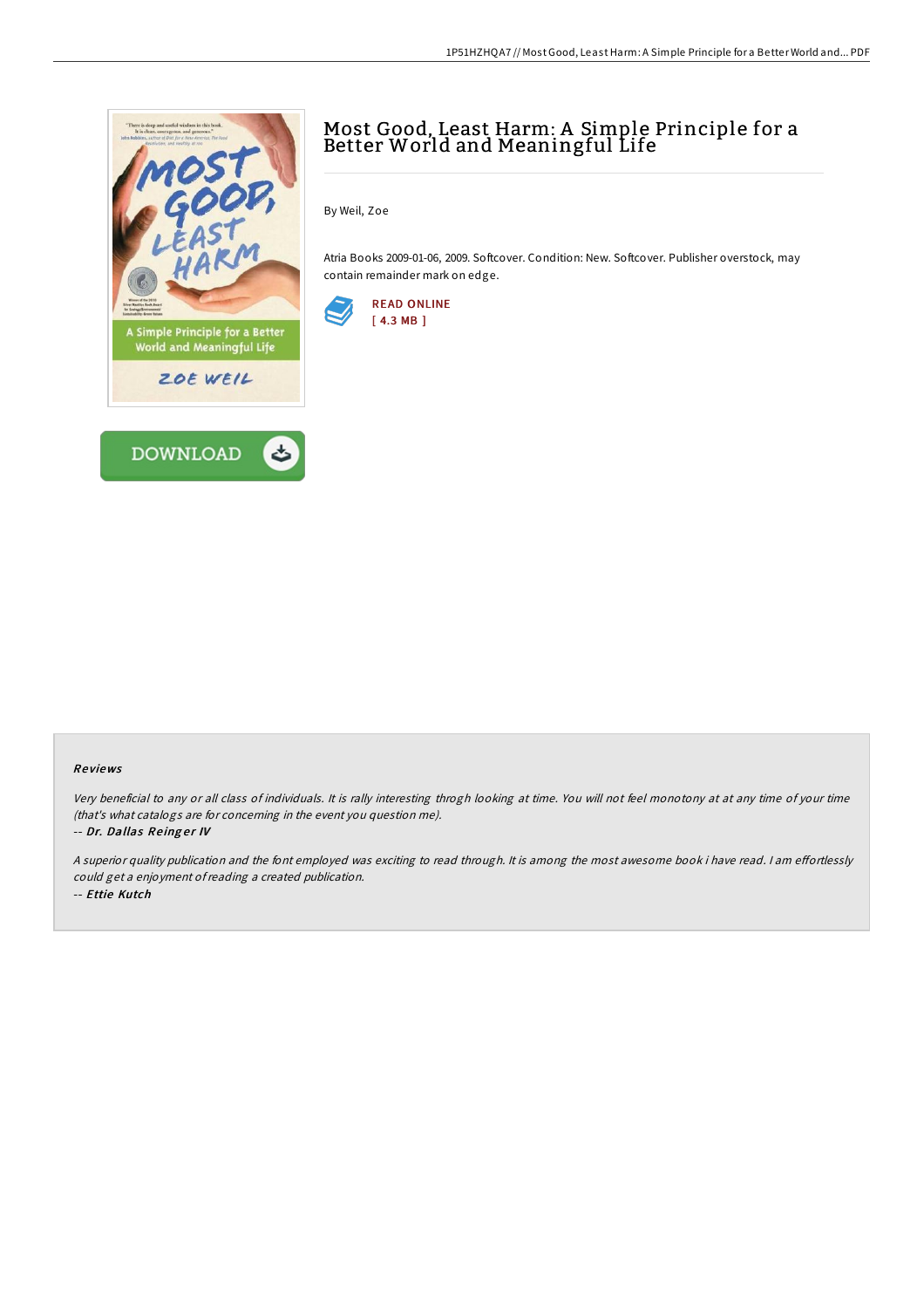# Most Good, Least Harm: A Simple Principle for a Better World and Meaningful Life

By Weil, Zoe

Atria Books 2009-01-06, 2009. Softcover. Condition: New. Softcover. Publisher overstock, may contain remainder mark on edge.

READ ONLINE
[ 4.3 MB ]

DOWNLOAD

### Reviews

*Very beneficial to any or all class of individuals. It is rally interesting throgh looking at time. You will not feel monotony at at any time of your time (that's what catalogs are for concerning in the event you question me).*

*-- Dr. Dallas Reinger IV*

*A superior quality publication and the font employed was exciting to read through. It is among the most awesome book i have read. I am effortlessly could get a enjoyment of reading a created publication.*

*-- Ettie Kutch*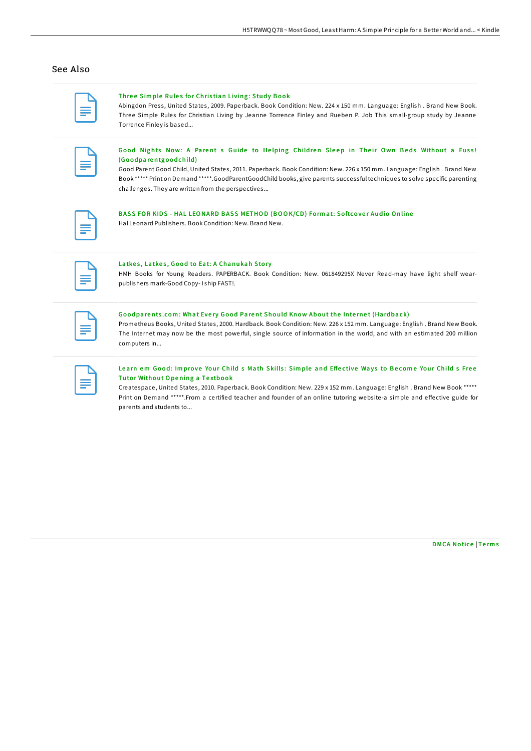## See Also

### Three Simple Rules for Christian Living: Study Book

Abingdon Press, United States, 2009. Paperback. Book Condition: New. 224 x 150 mm. Language: English . Brand New Book. Three Simple Rules for Christian Living by Jeanne Torrence Finley and Rueben P. Job This small-group study by Jeanne Torrence Finley is based...

### Good Nights Now: A Parent s Guide to Helping Children Sleep in Their Own Beds Without a Fuss! (Goodparentgoodchild)

Good Parent Good Child, United States, 2011. Paperback. Book Condition: New. 226 x 150 mm. Language: English . Brand New Book ***** Print on Demand *****.GoodParentGoodChild books, give parents successful techniques to solve specific parenting challenges. They are written from the perspectives...

### BASS FOR KIDS - HAL LEONARD BASS METHOD (BOOK/CD) Format: Softcover Audio Online

Hal Leonard Publishers. Book Condition: New. Brand New.

### Latkes, Latkes, Good to Eat: A Chanukah Story

HMH Books for Young Readers. PAPERBACK. Book Condition: New. 061849295X Never Read-may have light shelf wear-publishers mark-Good Copy- I ship FAST!.

### Goodparents.com: What Every Good Parent Should Know About the Internet (Hardback)

Prometheus Books, United States, 2000. Hardback. Book Condition: New. 226 x 152 mm. Language: English . Brand New Book. The Internet may now be the most powerful, single source of information in the world, and with an estimated 200 million computers in...

### Learn em Good: Improve Your Child s Math Skills: Simple and Effective Ways to Become Your Child s Free Tutor Without Opening a Textbook

Createspace, United States, 2010. Paperback. Book Condition: New. 229 x 152 mm. Language: English . Brand New Book ***** Print on Demand *****.From a certified teacher and founder of an online tutoring website-a simple and effective guide for parents and students to...

DMCA Notice | Terms